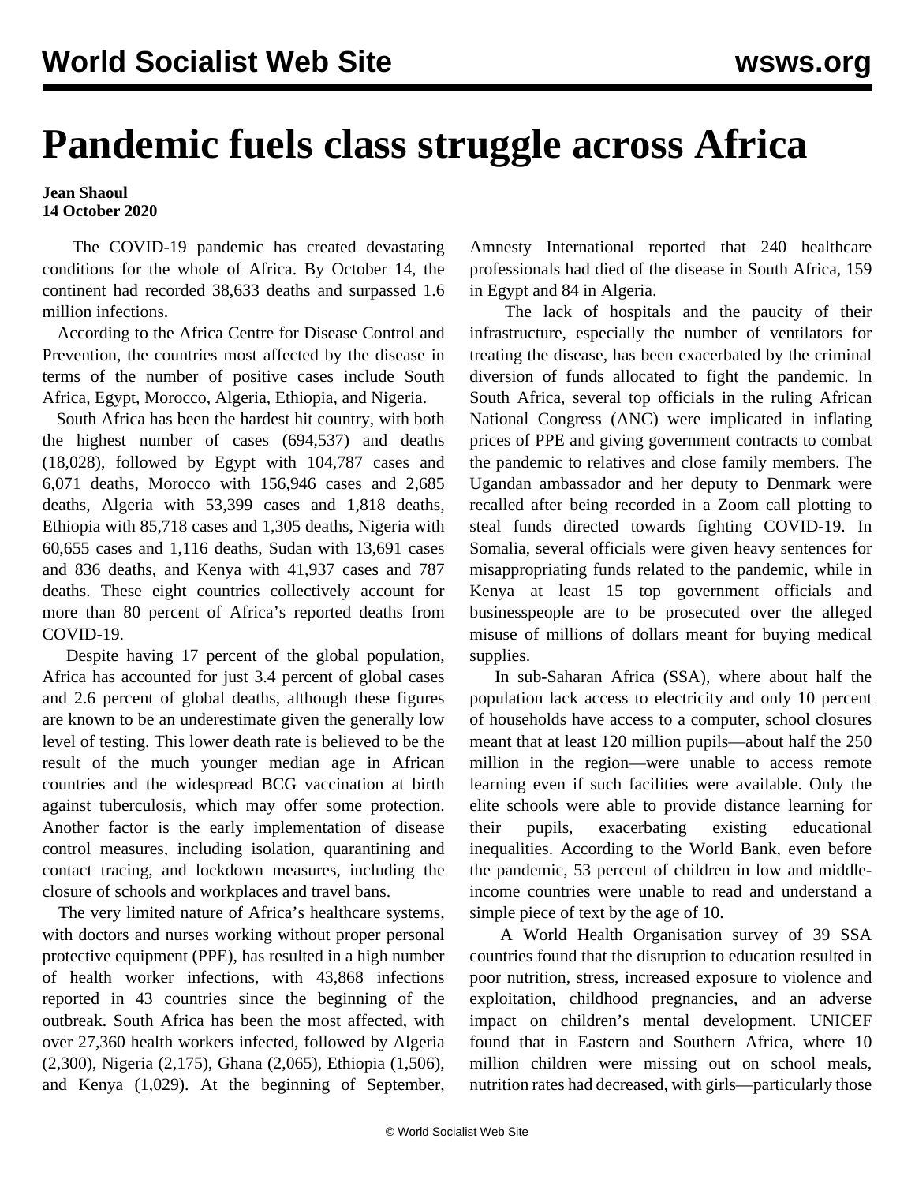# Pandemic fuels class struggle across Africa

**Jean Shaoul**
**14 October 2020**

The COVID-19 pandemic has created devastating conditions for the whole of Africa. By October 14, the continent had recorded 38,633 deaths and surpassed 1.6 million infections.

According to the Africa Centre for Disease Control and Prevention, the countries most affected by the disease in terms of the number of positive cases include South Africa, Egypt, Morocco, Algeria, Ethiopia, and Nigeria.

South Africa has been the hardest hit country, with both the highest number of cases (694,537) and deaths (18,028), followed by Egypt with 104,787 cases and 6,071 deaths, Morocco with 156,946 cases and 2,685 deaths, Algeria with 53,399 cases and 1,818 deaths, Ethiopia with 85,718 cases and 1,305 deaths, Nigeria with 60,655 cases and 1,116 deaths, Sudan with 13,691 cases and 836 deaths, and Kenya with 41,937 cases and 787 deaths. These eight countries collectively account for more than 80 percent of Africa's reported deaths from COVID-19.

Despite having 17 percent of the global population, Africa has accounted for just 3.4 percent of global cases and 2.6 percent of global deaths, although these figures are known to be an underestimate given the generally low level of testing. This lower death rate is believed to be the result of the much younger median age in African countries and the widespread BCG vaccination at birth against tuberculosis, which may offer some protection. Another factor is the early implementation of disease control measures, including isolation, quarantining and contact tracing, and lockdown measures, including the closure of schools and workplaces and travel bans.

The very limited nature of Africa's healthcare systems, with doctors and nurses working without proper personal protective equipment (PPE), has resulted in a high number of health worker infections, with 43,868 infections reported in 43 countries since the beginning of the outbreak. South Africa has been the most affected, with over 27,360 health workers infected, followed by Algeria (2,300), Nigeria (2,175), Ghana (2,065), Ethiopia (1,506), and Kenya (1,029). At the beginning of September, Amnesty International reported that 240 healthcare professionals had died of the disease in South Africa, 159 in Egypt and 84 in Algeria.

The lack of hospitals and the paucity of their infrastructure, especially the number of ventilators for treating the disease, has been exacerbated by the criminal diversion of funds allocated to fight the pandemic. In South Africa, several top officials in the ruling African National Congress (ANC) were implicated in inflating prices of PPE and giving government contracts to combat the pandemic to relatives and close family members. The Ugandan ambassador and her deputy to Denmark were recalled after being recorded in a Zoom call plotting to steal funds directed towards fighting COVID-19. In Somalia, several officials were given heavy sentences for misappropriating funds related to the pandemic, while in Kenya at least 15 top government officials and businesspeople are to be prosecuted over the alleged misuse of millions of dollars meant for buying medical supplies.

In sub-Saharan Africa (SSA), where about half the population lack access to electricity and only 10 percent of households have access to a computer, school closures meant that at least 120 million pupils—about half the 250 million in the region—were unable to access remote learning even if such facilities were available. Only the elite schools were able to provide distance learning for their pupils, exacerbating existing educational inequalities. According to the World Bank, even before the pandemic, 53 percent of children in low and middle-income countries were unable to read and understand a simple piece of text by the age of 10.

A World Health Organisation survey of 39 SSA countries found that the disruption to education resulted in poor nutrition, stress, increased exposure to violence and exploitation, childhood pregnancies, and an adverse impact on children's mental development. UNICEF found that in Eastern and Southern Africa, where 10 million children were missing out on school meals, nutrition rates had decreased, with girls—particularly those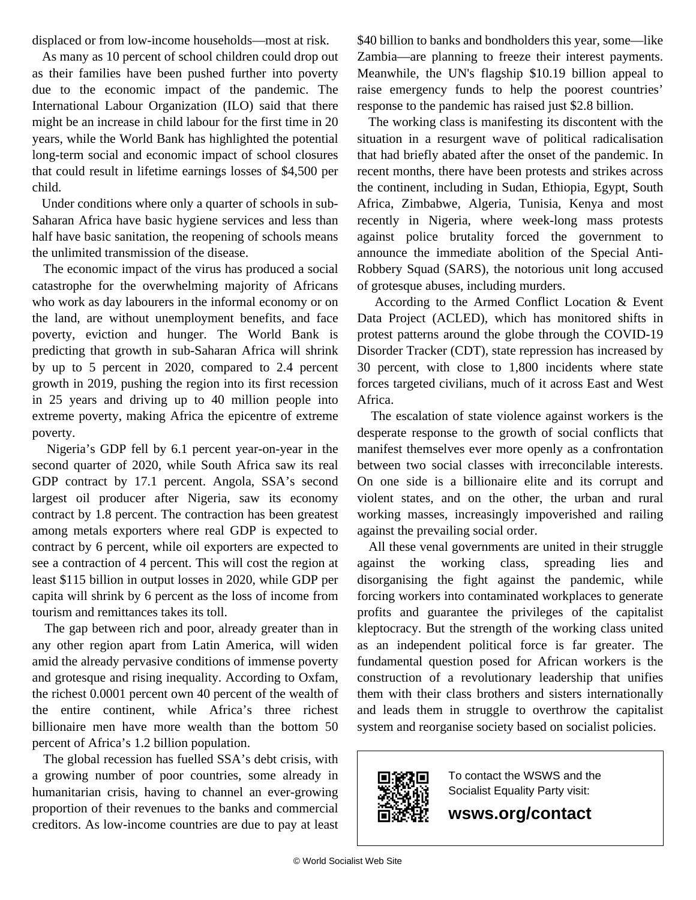displaced or from low-income households—most at risk.

As many as 10 percent of school children could drop out as their families have been pushed further into poverty due to the economic impact of the pandemic. The International Labour Organization (ILO) said that there might be an increase in child labour for the first time in 20 years, while the World Bank has highlighted the potential long-term social and economic impact of school closures that could result in lifetime earnings losses of $4,500 per child.

Under conditions where only a quarter of schools in sub-Saharan Africa have basic hygiene services and less than half have basic sanitation, the reopening of schools means the unlimited transmission of the disease.

The economic impact of the virus has produced a social catastrophe for the overwhelming majority of Africans who work as day labourers in the informal economy or on the land, are without unemployment benefits, and face poverty, eviction and hunger. The World Bank is predicting that growth in sub-Saharan Africa will shrink by up to 5 percent in 2020, compared to 2.4 percent growth in 2019, pushing the region into its first recession in 25 years and driving up to 40 million people into extreme poverty, making Africa the epicentre of extreme poverty.

Nigeria's GDP fell by 6.1 percent year-on-year in the second quarter of 2020, while South Africa saw its real GDP contract by 17.1 percent. Angola, SSA's second largest oil producer after Nigeria, saw its economy contract by 1.8 percent. The contraction has been greatest among metals exporters where real GDP is expected to contract by 6 percent, while oil exporters are expected to see a contraction of 4 percent. This will cost the region at least $115 billion in output losses in 2020, while GDP per capita will shrink by 6 percent as the loss of income from tourism and remittances takes its toll.

The gap between rich and poor, already greater than in any other region apart from Latin America, will widen amid the already pervasive conditions of immense poverty and grotesque and rising inequality. According to Oxfam, the richest 0.0001 percent own 40 percent of the wealth of the entire continent, while Africa's three richest billionaire men have more wealth than the bottom 50 percent of Africa's 1.2 billion population.

The global recession has fuelled SSA's debt crisis, with a growing number of poor countries, some already in humanitarian crisis, having to channel an ever-growing proportion of their revenues to the banks and commercial creditors. As low-income countries are due to pay at least $40 billion to banks and bondholders this year, some—like Zambia—are planning to freeze their interest payments. Meanwhile, the UN's flagship $10.19 billion appeal to raise emergency funds to help the poorest countries' response to the pandemic has raised just $2.8 billion.

The working class is manifesting its discontent with the situation in a resurgent wave of political radicalisation that had briefly abated after the onset of the pandemic. In recent months, there have been protests and strikes across the continent, including in Sudan, Ethiopia, Egypt, South Africa, Zimbabwe, Algeria, Tunisia, Kenya and most recently in Nigeria, where week-long mass protests against police brutality forced the government to announce the immediate abolition of the Special Anti-Robbery Squad (SARS), the notorious unit long accused of grotesque abuses, including murders.

According to the Armed Conflict Location & Event Data Project (ACLED), which has monitored shifts in protest patterns around the globe through the COVID-19 Disorder Tracker (CDT), state repression has increased by 30 percent, with close to 1,800 incidents where state forces targeted civilians, much of it across East and West Africa.

The escalation of state violence against workers is the desperate response to the growth of social conflicts that manifest themselves ever more openly as a confrontation between two social classes with irreconcilable interests. On one side is a billionaire elite and its corrupt and violent states, and on the other, the urban and rural working masses, increasingly impoverished and railing against the prevailing social order.

All these venal governments are united in their struggle against the working class, spreading lies and disorganising the fight against the pandemic, while forcing workers into contaminated workplaces to generate profits and guarantee the privileges of the capitalist kleptocracy. But the strength of the working class united as an independent political force is far greater. The fundamental question posed for African workers is the construction of a revolutionary leadership that unifies them with their class brothers and sisters internationally and leads them in struggle to overthrow the capitalist system and reorganise society based on socialist policies.

To contact the WSWS and the Socialist Equality Party visit:

**wsws.org/contact**